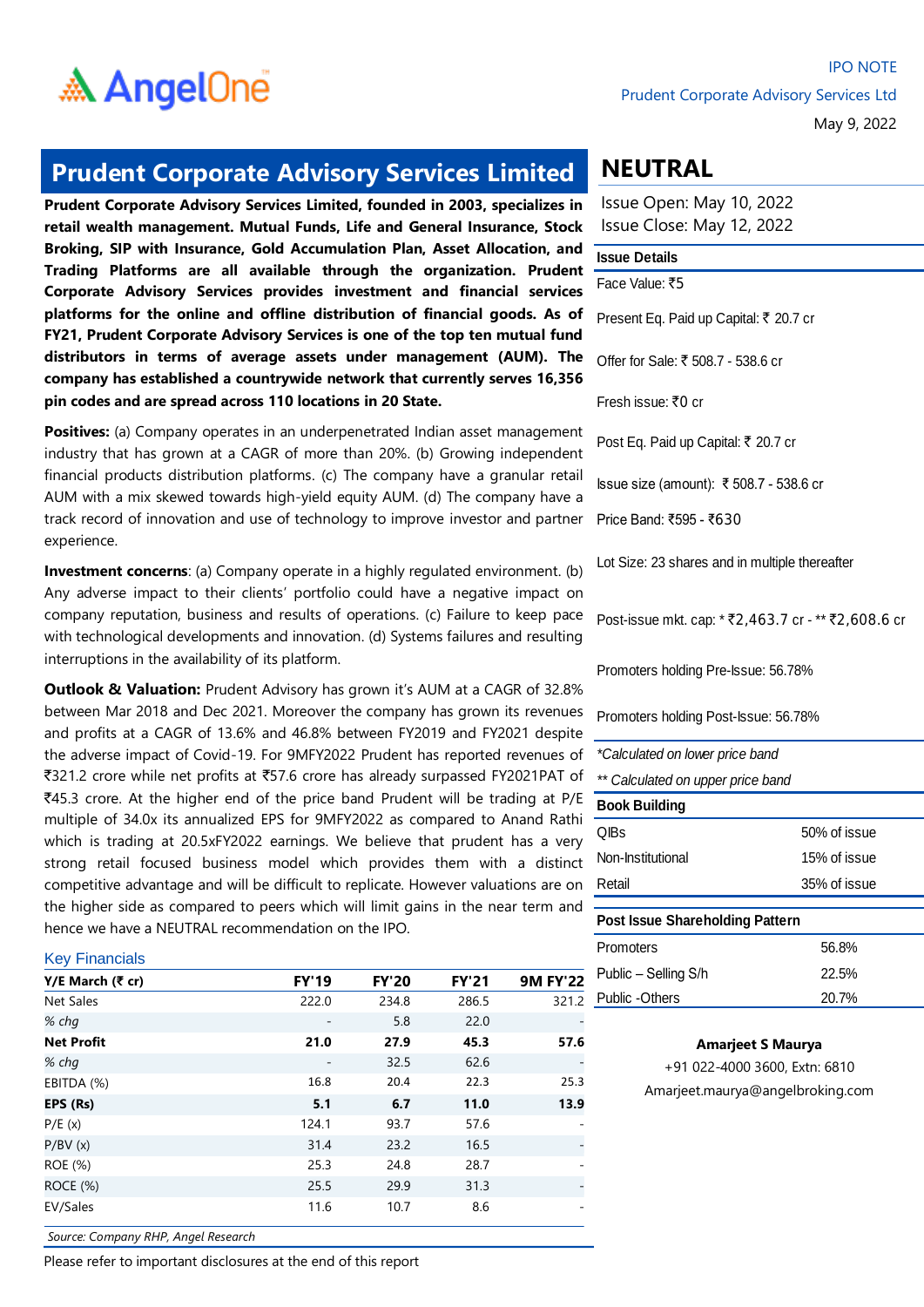IPO NOTE

Prudent Corporate Advisory Services Ltd

May 9, 2022

# Prudent Corporate Advisory Services Limited

**Prudent Corporate Advisory Services Limited, founded in 2003, specializes in retail wealth management. Mutual Funds, Life and General Insurance, Stock Broking, SIP with Insurance, Gold Accumulation Plan, Asset Allocation, and Trading Platforms are all available through the organization. Prudent Corporate Advisory Services provides investment and financial services platforms for the online and offline distribution of financial goods. As of FY21, Prudent Corporate Advisory Services is one of the top ten mutual fund distributors in terms of average assets under management (AUM). The company has established a countrywide network that currently serves 16,356 pin codes and are spread across 110 locations in 20 State.**

**Positives:** (a) Company operates in an underpenetrated Indian asset management industry that has grown at a CAGR of more than 20%. (b) Growing independent financial products distribution platforms. (c) The company have a granular retail AUM with a mix skewed towards high-yield equity AUM. (d) The company have a track record of innovation and use of technology to improve investor and partner experience.

**Investment concerns**: (a) Company operate in a highly regulated environment. (b) Any adverse impact to their clients' portfolio could have a negative impact on company reputation, business and results of operations. (c) Failure to keep pace with technological developments and innovation. (d) Systems failures and resulting interruptions in the availability of its platform.

**Outlook & Valuation:** Prudent Advisory has grown it's AUM at a CAGR of 32.8% between Mar 2018 and Dec 2021. Moreover the company has grown its revenues and profits at a CAGR of 13.6% and 46.8% between FY2019 and FY2021 despite the adverse impact of Covid-19. For 9MFY2022 Prudent has reported revenues of ₹321.2 crore while net profits at ₹57.6 crore has already surpassed FY2021PAT of ₹45.3 crore. At the higher end of the price band Prudent will be trading at P/E multiple of 34.0x its annualized EPS for 9MFY2022 as compared to Anand Rathi which is trading at 20.5xFY2022 earnings. We believe that prudent has a very strong retail focused business model which provides them with a distinct competitive advantage and will be difficult to replicate. However valuations are on the higher side as compared to peers which will limit gains in the near term and hence we have a NEUTRAL recommendation on the IPO.

### Key Financials

| Y/E March (₹ cr) | FY'19 | FY'20 | FY'21 | 9M FY'22 |
|---|---|---|---|---|
| Net Sales | 222.0 | 234.8 | 286.5 | 321.2 |
| *% chg* | - | 5.8 | 22.0 | - |
| **Net Profit** | **21.0** | **27.9** | **45.3** | **57.6** |
| *% chg* | - | 32.5 | 62.6 | - |
| EBITDA (%) | 16.8 | 20.4 | 22.3 | 25.3 |
| **EPS (Rs)** | **5.1** | **6.7** | **11.0** | **13.9** |
| P/E (x) | 124.1 | 93.7 | 57.6 | - |
| P/BV (x) | 31.4 | 23.2 | 16.5 | - |
| ROE (%) | 25.3 | 24.8 | 28.7 | - |
| ROCE (%) | 25.5 | 29.9 | 31.3 | - |
| EV/Sales | 11.6 | 10.7 | 8.6 | - |

*Source: Company RHP, Angel Research*

Please refer to important disclosures at the end of this report

## NEUTRAL

Issue Open: May 10, 2022

Issue Close: May 12, 2022

| Issue Details | |
|---|---|
| Face Value: ₹5 | |
| Present Eq. Paid up Capital: ₹ 20.7 cr | |
| Offer for Sale: ₹ 508.7 - 538.6 cr | |
| Fresh issue: ₹0 cr | |
| Post Eq. Paid up Capital: ₹ 20.7 cr | |
| Issue size (amount): ₹ 508.7 - 538.6 cr | |
| Price Band: ₹595 - ₹630 | |
| Lot Size: 23 shares and in multiple thereafter | |
| Post-issue mkt. cap: * ₹2,463.7 cr - ** ₹2,608.6 cr | |
| Promoters holding Pre-Issue: 56.78% | |
| Promoters holding Post-Issue: 56.78% | |

*\*Calculated on lower price band*

*\*\* Calculated on upper price band*

| Book Building | |
|---|---|
| QIBs | 50% of issue |
| Non-Institutional | 15% of issue |
| Retail | 35% of issue |

| Post Issue Shareholding Pattern | |
|---|---|
| Promoters | 56.8% |
| Public – Selling S/h | 22.5% |
| Public -Others | 20.7% |

**Amarjeet S Maurya**

+91 022-4000 3600, Extn: 6810

Amarjeet.maurya@angelbroking.com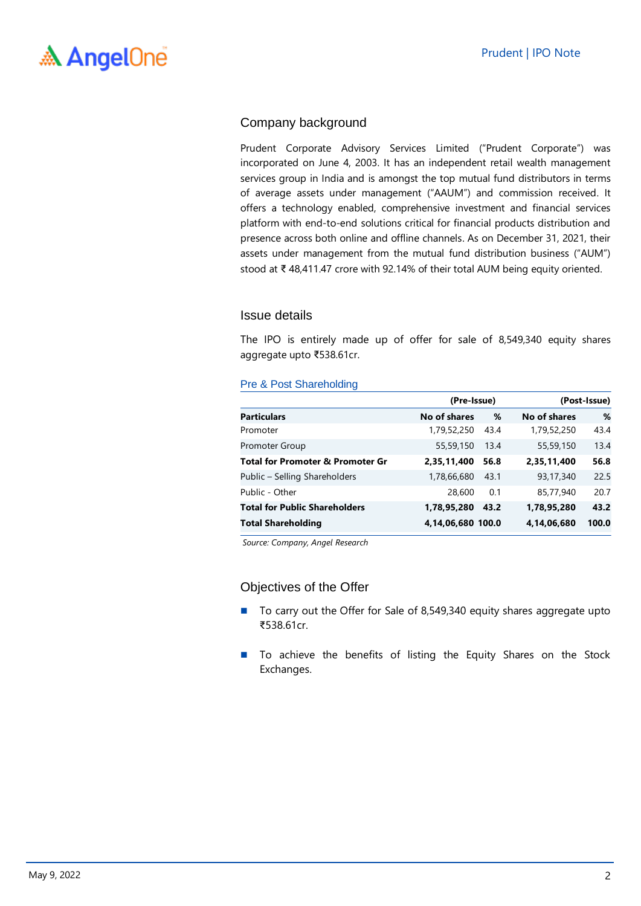## Company background

Prudent Corporate Advisory Services Limited ("Prudent Corporate") was incorporated on June 4, 2003. It has an independent retail wealth management services group in India and is amongst the top mutual fund distributors in terms of average assets under management ("AAUM") and commission received. It offers a technology enabled, comprehensive investment and financial services platform with end-to-end solutions critical for financial products distribution and presence across both online and offline channels. As on December 31, 2021, their assets under management from the mutual fund distribution business ("AUM") stood at ₹ 48,411.47 crore with 92.14% of their total AUM being equity oriented.

## Issue details

The IPO is entirely made up of offer for sale of 8,549,340 equity shares aggregate upto ₹538.61cr.

### Pre & Post Shareholding

| | (Pre-Issue) | | (Post-Issue) | |
|---|---|---|---|---|
| **Particulars** | **No of shares** | **%** | **No of shares** | **%** |
| Promoter | 1,79,52,250 | 43.4 | 1,79,52,250 | 43.4 |
| Promoter Group | 55,59,150 | 13.4 | 55,59,150 | 13.4 |
| **Total for Promoter & Promoter Gr** | **2,35,11,400** | **56.8** | **2,35,11,400** | **56.8** |
| Public – Selling Shareholders | 1,78,66,680 | 43.1 | 93,17,340 | 22.5 |
| Public - Other | 28,600 | 0.1 | 85,77,940 | 20.7 |
| **Total for Public Shareholders** | **1,78,95,280** | **43.2** | **1,78,95,280** | **43.2** |
| **Total Shareholding** | **4,14,06,680** | **100.0** | **4,14,06,680** | **100.0** |

*Source: Company, Angel Research*

## Objectives of the Offer

- To carry out the Offer for Sale of 8,549,340 equity shares aggregate upto ₹538.61cr.
- To achieve the benefits of listing the Equity Shares on the Stock Exchanges.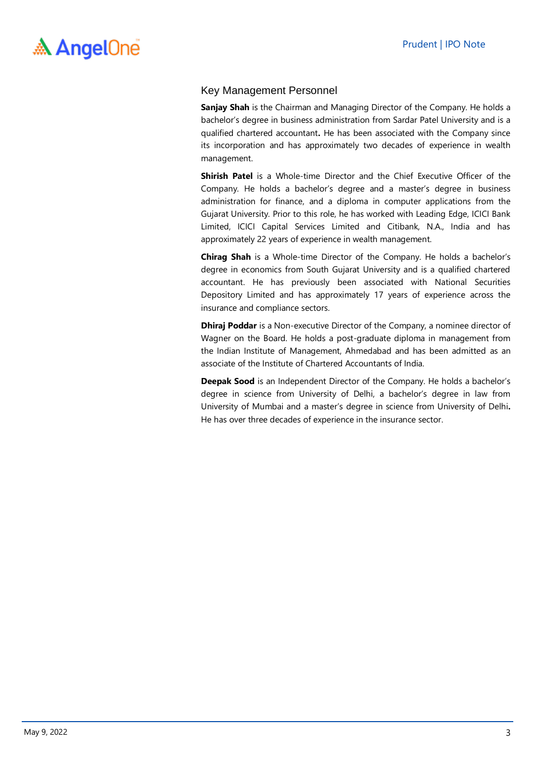## Key Management Personnel

**Sanjay Shah** is the Chairman and Managing Director of the Company. He holds a bachelor's degree in business administration from Sardar Patel University and is a qualified chartered accountant**.** He has been associated with the Company since its incorporation and has approximately two decades of experience in wealth management.

**Shirish Patel** is a Whole-time Director and the Chief Executive Officer of the Company. He holds a bachelor's degree and a master's degree in business administration for finance, and a diploma in computer applications from the Gujarat University. Prior to this role, he has worked with Leading Edge, ICICI Bank Limited, ICICI Capital Services Limited and Citibank, N.A., India and has approximately 22 years of experience in wealth management.

**Chirag Shah** is a Whole-time Director of the Company. He holds a bachelor's degree in economics from South Gujarat University and is a qualified chartered accountant. He has previously been associated with National Securities Depository Limited and has approximately 17 years of experience across the insurance and compliance sectors.

**Dhiraj Poddar** is a Non-executive Director of the Company, a nominee director of Wagner on the Board. He holds a post-graduate diploma in management from the Indian Institute of Management, Ahmedabad and has been admitted as an associate of the Institute of Chartered Accountants of India.

**Deepak Sood** is an Independent Director of the Company. He holds a bachelor's degree in science from University of Delhi, a bachelor's degree in law from University of Mumbai and a master's degree in science from University of Delhi**.** He has over three decades of experience in the insurance sector.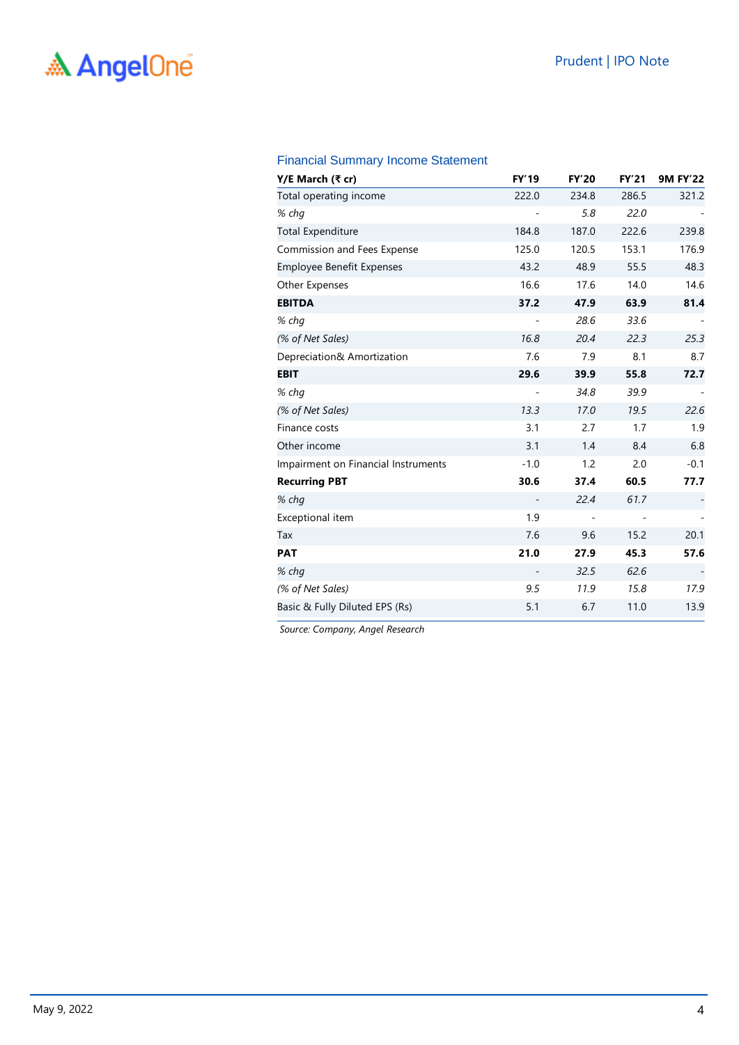## Financial Summary Income Statement

| Y/E March (₹ cr) | FY'19 | FY'20 | FY'21 | 9M FY'22 |
|---|---|---|---|---|
| Total operating income | 222.0 | 234.8 | 286.5 | 321.2 |
| *% chg* | - | *5.8* | *22.0* | - |
| Total Expenditure | 184.8 | 187.0 | 222.6 | 239.8 |
| Commission and Fees Expense | 125.0 | 120.5 | 153.1 | 176.9 |
| Employee Benefit Expenses | 43.2 | 48.9 | 55.5 | 48.3 |
| Other Expenses | 16.6 | 17.6 | 14.0 | 14.6 |
| **EBITDA** | **37.2** | **47.9** | **63.9** | **81.4** |
| *% chg* | - | *28.6* | *33.6* | - |
| *(% of Net Sales)* | *16.8* | *20.4* | *22.3* | *25.3* |
| Depreciation& Amortization | 7.6 | 7.9 | 8.1 | 8.7 |
| **EBIT** | **29.6** | **39.9** | **55.8** | **72.7** |
| *% chg* | - | *34.8* | *39.9* | - |
| *(% of Net Sales)* | *13.3* | *17.0* | *19.5* | *22.6* |
| Finance costs | 3.1 | 2.7 | 1.7 | 1.9 |
| Other income | 3.1 | 1.4 | 8.4 | 6.8 |
| Impairment on Financial Instruments | -1.0 | 1.2 | 2.0 | -0.1 |
| **Recurring PBT** | **30.6** | **37.4** | **60.5** | **77.7** |
| *% chg* | - | *22.4* | *61.7* | - |
| Exceptional item | 1.9 | - | - | - |
| Tax | 7.6 | 9.6 | 15.2 | 20.1 |
| **PAT** | **21.0** | **27.9** | **45.3** | **57.6** |
| *% chg* | - | *32.5* | *62.6* | - |
| *(% of Net Sales)* | *9.5* | *11.9* | *15.8* | *17.9* |
| Basic & Fully Diluted EPS (Rs) | 5.1 | 6.7 | 11.0 | 13.9 |

*Source: Company, Angel Research*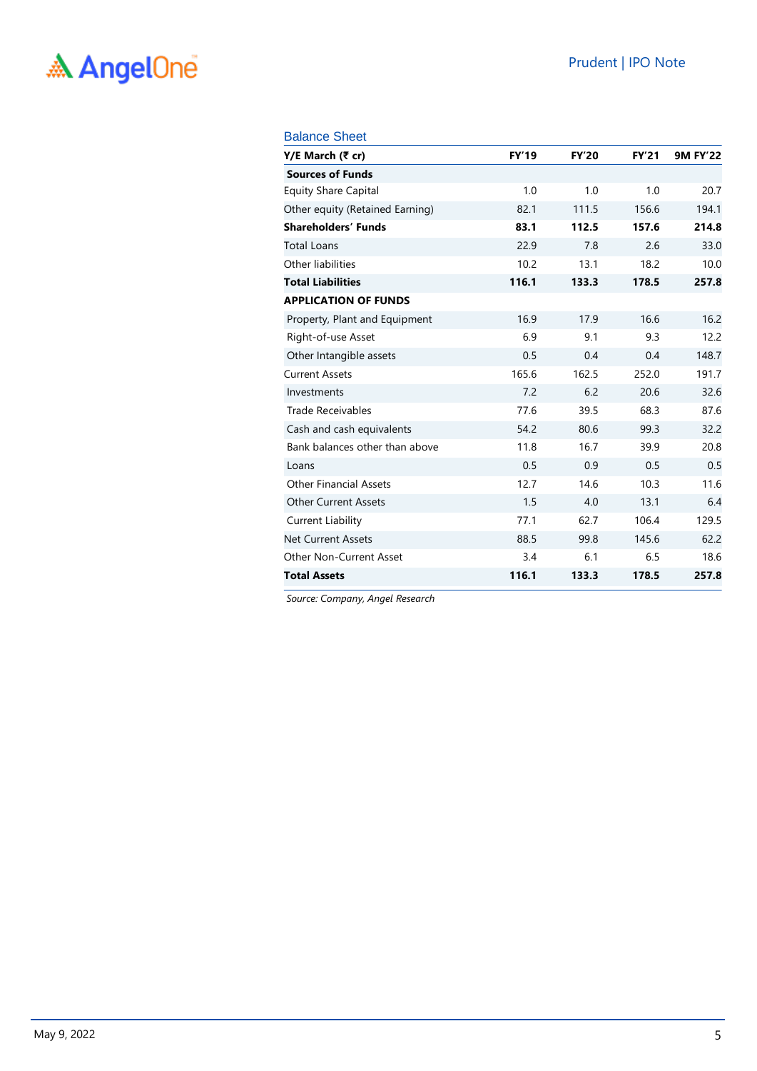## Balance Sheet

| Y/E March (₹ cr) | FY'19 | FY'20 | FY'21 | 9M FY'22 |
|---|---|---|---|---|
| **Sources of Funds** | | | | |
| Equity Share Capital | 1.0 | 1.0 | 1.0 | 20.7 |
| Other equity (Retained Earning) | 82.1 | 111.5 | 156.6 | 194.1 |
| **Shareholders' Funds** | **83.1** | **112.5** | **157.6** | **214.8** |
| Total Loans | 22.9 | 7.8 | 2.6 | 33.0 |
| Other liabilities | 10.2 | 13.1 | 18.2 | 10.0 |
| **Total Liabilities** | **116.1** | **133.3** | **178.5** | **257.8** |
| **APPLICATION OF FUNDS** | | | | |
| Property, Plant and Equipment | 16.9 | 17.9 | 16.6 | 16.2 |
| Right-of-use Asset | 6.9 | 9.1 | 9.3 | 12.2 |
| Other Intangible assets | 0.5 | 0.4 | 0.4 | 148.7 |
| Current Assets | 165.6 | 162.5 | 252.0 | 191.7 |
| Investments | 7.2 | 6.2 | 20.6 | 32.6 |
| Trade Receivables | 77.6 | 39.5 | 68.3 | 87.6 |
| Cash and cash equivalents | 54.2 | 80.6 | 99.3 | 32.2 |
| Bank balances other than above | 11.8 | 16.7 | 39.9 | 20.8 |
| Loans | 0.5 | 0.9 | 0.5 | 0.5 |
| Other Financial Assets | 12.7 | 14.6 | 10.3 | 11.6 |
| Other Current Assets | 1.5 | 4.0 | 13.1 | 6.4 |
| Current Liability | 77.1 | 62.7 | 106.4 | 129.5 |
| Net Current Assets | 88.5 | 99.8 | 145.6 | 62.2 |
| Other Non-Current Asset | 3.4 | 6.1 | 6.5 | 18.6 |
| **Total Assets** | **116.1** | **133.3** | **178.5** | **257.8** |

*Source: Company, Angel Research*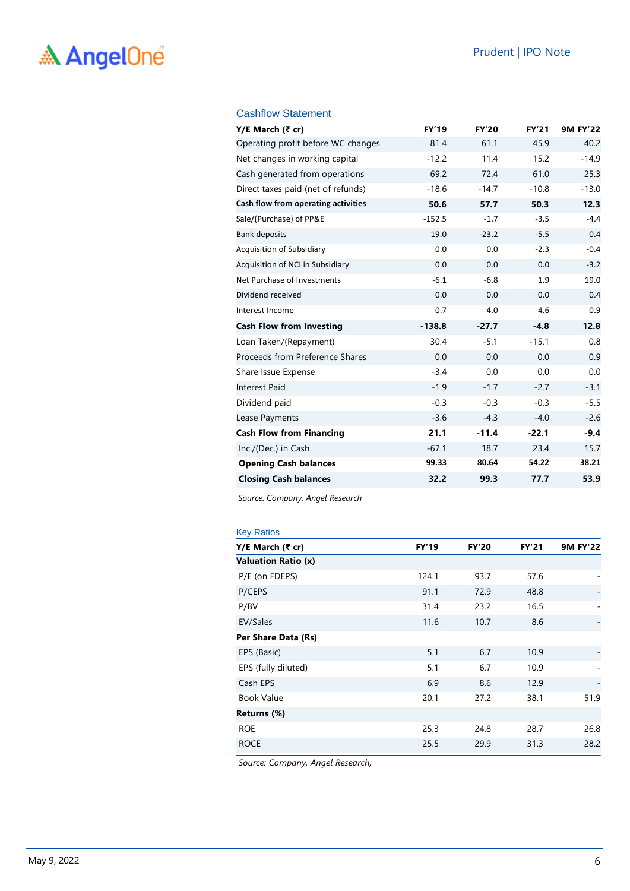### Cashflow Statement

| Y/E March (₹ cr) | FY'19 | FY'20 | FY'21 | 9M FY'22 |
|---|---|---|---|---|
| Operating profit before WC changes | 81.4 | 61.1 | 45.9 | 40.2 |
| Net changes in working capital | -12.2 | 11.4 | 15.2 | -14.9 |
| Cash generated from operations | 69.2 | 72.4 | 61.0 | 25.3 |
| Direct taxes paid (net of refunds) | -18.6 | -14.7 | -10.8 | -13.0 |
| **Cash flow from operating activities** | **50.6** | **57.7** | **50.3** | **12.3** |
| Sale/(Purchase) of PP&E | -152.5 | -1.7 | -3.5 | -4.4 |
| Bank deposits | 19.0 | -23.2 | -5.5 | 0.4 |
| Acquisition of Subsidiary | 0.0 | 0.0 | -2.3 | -0.4 |
| Acquisition of NCI in Subsidiary | 0.0 | 0.0 | 0.0 | -3.2 |
| Net Purchase of Investments | -6.1 | -6.8 | 1.9 | 19.0 |
| Dividend received | 0.0 | 0.0 | 0.0 | 0.4 |
| Interest Income | 0.7 | 4.0 | 4.6 | 0.9 |
| **Cash Flow from Investing** | **-138.8** | **-27.7** | **-4.8** | **12.8** |
| Loan Taken/(Repayment) | 30.4 | -5.1 | -15.1 | 0.8 |
| Proceeds from Preference Shares | 0.0 | 0.0 | 0.0 | 0.9 |
| Share Issue Expense | -3.4 | 0.0 | 0.0 | 0.0 |
| Interest Paid | -1.9 | -1.7 | -2.7 | -3.1 |
| Dividend paid | -0.3 | -0.3 | -0.3 | -5.5 |
| Lease Payments | -3.6 | -4.3 | -4.0 | -2.6 |
| **Cash Flow from Financing** | **21.1** | **-11.4** | **-22.1** | **-9.4** |
| Inc./(Dec.) in Cash | -67.1 | 18.7 | 23.4 | 15.7 |
| **Opening Cash balances** | **99.33** | **80.64** | **54.22** | **38.21** |
| **Closing Cash balances** | **32.2** | **99.3** | **77.7** | **53.9** |

*Source: Company, Angel Research*

### Key Ratios

| Y/E March (₹ cr) | FY'19 | FY'20 | FY'21 | 9M FY'22 |
|---|---|---|---|---|
| **Valuation Ratio (x)** | | | | |
| P/E (on FDEPS) | 124.1 | 93.7 | 57.6 | - |
| P/CEPS | 91.1 | 72.9 | 48.8 | - |
| P/BV | 31.4 | 23.2 | 16.5 | - |
| EV/Sales | 11.6 | 10.7 | 8.6 | - |
| **Per Share Data (Rs)** | | | | |
| EPS (Basic) | 5.1 | 6.7 | 10.9 | - |
| EPS (fully diluted) | 5.1 | 6.7 | 10.9 | - |
| Cash EPS | 6.9 | 8.6 | 12.9 | - |
| Book Value | 20.1 | 27.2 | 38.1 | 51.9 |
| **Returns (%)** | | | | |
| ROE | 25.3 | 24.8 | 28.7 | 26.8 |
| ROCE | 25.5 | 29.9 | 31.3 | 28.2 |

*Source: Company, Angel Research;*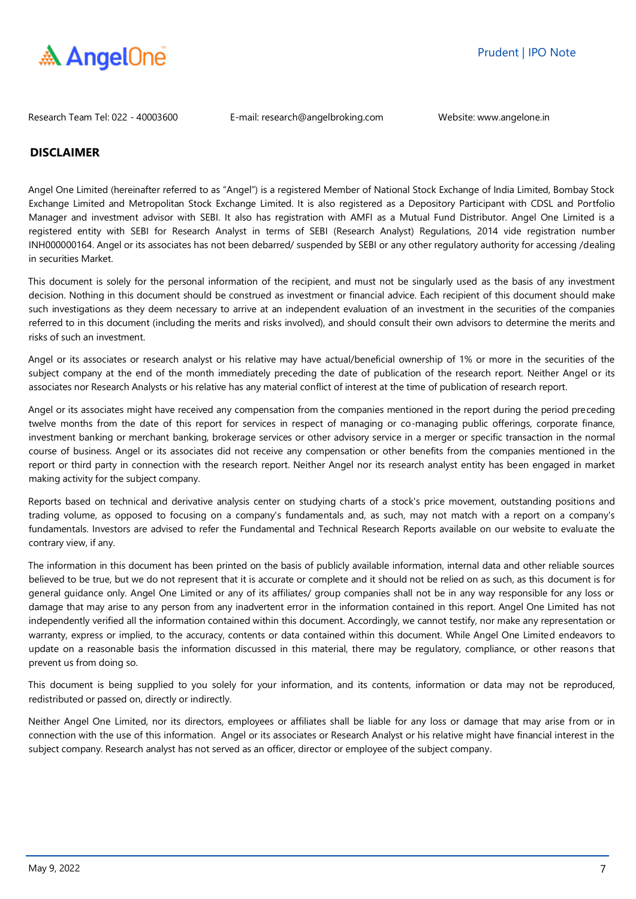Research Team Tel: 022 - 40003600 E-mail: research@angelbroking.com Website: www.angelone.in

## DISCLAIMER

Angel One Limited (hereinafter referred to as “Angel”) is a registered Member of National Stock Exchange of India Limited, Bombay Stock Exchange Limited and Metropolitan Stock Exchange Limited. It is also registered as a Depository Participant with CDSL and Portfolio Manager and investment advisor with SEBI. It also has registration with AMFI as a Mutual Fund Distributor. Angel One Limited is a registered entity with SEBI for Research Analyst in terms of SEBI (Research Analyst) Regulations, 2014 vide registration number INH000000164. Angel or its associates has not been debarred/ suspended by SEBI or any other regulatory authority for accessing /dealing in securities Market.

This document is solely for the personal information of the recipient, and must not be singularly used as the basis of any investment decision. Nothing in this document should be construed as investment or financial advice. Each recipient of this document should make such investigations as they deem necessary to arrive at an independent evaluation of an investment in the securities of the companies referred to in this document (including the merits and risks involved), and should consult their own advisors to determine the merits and risks of such an investment.

Angel or its associates or research analyst or his relative may have actual/beneficial ownership of 1% or more in the securities of the subject company at the end of the month immediately preceding the date of publication of the research report. Neither Angel or its associates nor Research Analysts or his relative has any material conflict of interest at the time of publication of research report.

Angel or its associates might have received any compensation from the companies mentioned in the report during the period preceding twelve months from the date of this report for services in respect of managing or co-managing public offerings, corporate finance, investment banking or merchant banking, brokerage services or other advisory service in a merger or specific transaction in the normal course of business. Angel or its associates did not receive any compensation or other benefits from the companies mentioned in the report or third party in connection with the research report. Neither Angel nor its research analyst entity has been engaged in market making activity for the subject company.

Reports based on technical and derivative analysis center on studying charts of a stock's price movement, outstanding positions and trading volume, as opposed to focusing on a company's fundamentals and, as such, may not match with a report on a company's fundamentals. Investors are advised to refer the Fundamental and Technical Research Reports available on our website to evaluate the contrary view, if any.

The information in this document has been printed on the basis of publicly available information, internal data and other reliable sources believed to be true, but we do not represent that it is accurate or complete and it should not be relied on as such, as this document is for general guidance only. Angel One Limited or any of its affiliates/ group companies shall not be in any way responsible for any loss or damage that may arise to any person from any inadvertent error in the information contained in this report. Angel One Limited has not independently verified all the information contained within this document. Accordingly, we cannot testify, nor make any representation or warranty, express or implied, to the accuracy, contents or data contained within this document. While Angel One Limited endeavors to update on a reasonable basis the information discussed in this material, there may be regulatory, compliance, or other reasons that prevent us from doing so.

This document is being supplied to you solely for your information, and its contents, information or data may not be reproduced, redistributed or passed on, directly or indirectly.

Neither Angel One Limited, nor its directors, employees or affiliates shall be liable for any loss or damage that may arise from or in connection with the use of this information. Angel or its associates or Research Analyst or his relative might have financial interest in the subject company. Research analyst has not served as an officer, director or employee of the subject company.